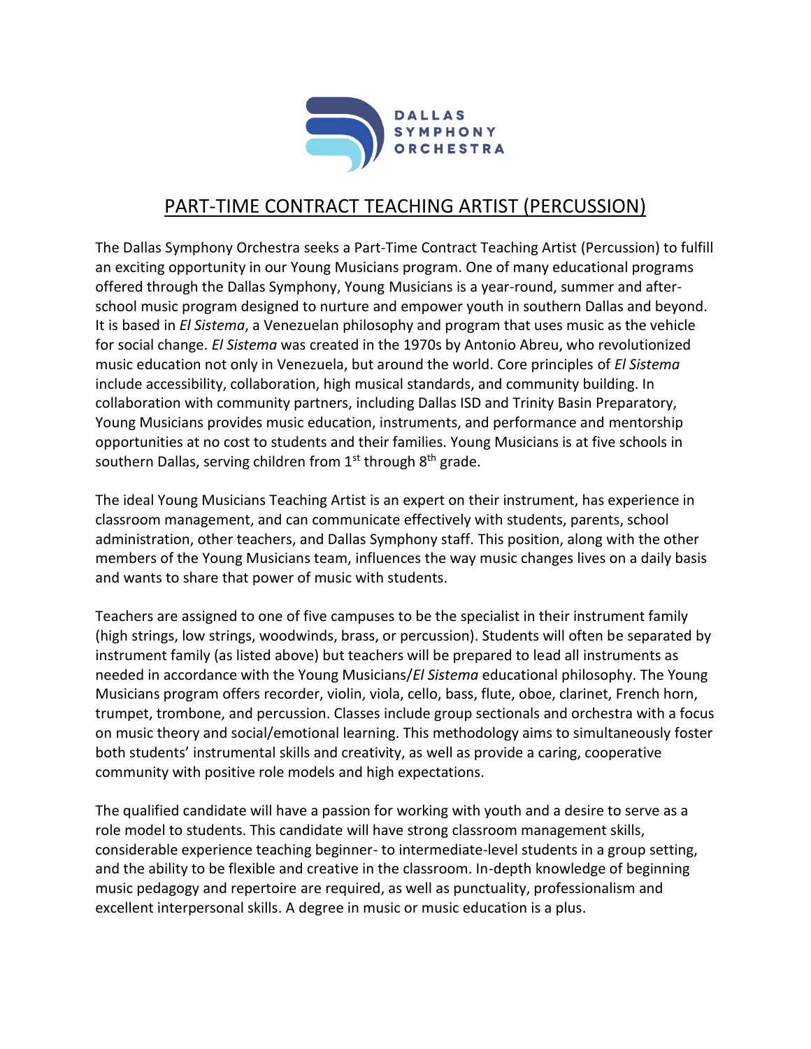DALLAS SYMPHONY ORCHESTRA

# PART-TIME CONTRACT TEACHING ARTIST (PERCUSSION)

The Dallas Symphony Orchestra seeks a Part-Time Contract Teaching Artist (Percussion) to fulfill an exciting opportunity in our Young Musicians program. One of many educational programs offered through the Dallas Symphony, Young Musicians is a year-round, summer and after-school music program designed to nurture and empower youth in southern Dallas and beyond. It is based in *El Sistema*, a Venezuelan philosophy and program that uses music as the vehicle for social change. *El Sistema* was created in the 1970s by Antonio Abreu, who revolutionized music education not only in Venezuela, but around the world. Core principles of *El Sistema* include accessibility, collaboration, high musical standards, and community building. In collaboration with community partners, including Dallas ISD and Trinity Basin Preparatory, Young Musicians provides music education, instruments, and performance and mentorship opportunities at no cost to students and their families. Young Musicians is at five schools in southern Dallas, serving children from 1st through 8th grade.

The ideal Young Musicians Teaching Artist is an expert on their instrument, has experience in classroom management, and can communicate effectively with students, parents, school administration, other teachers, and Dallas Symphony staff. This position, along with the other members of the Young Musicians team, influences the way music changes lives on a daily basis and wants to share that power of music with students.

Teachers are assigned to one of five campuses to be the specialist in their instrument family (high strings, low strings, woodwinds, brass, or percussion). Students will often be separated by instrument family (as listed above) but teachers will be prepared to lead all instruments as needed in accordance with the Young Musicians/*El Sistema* educational philosophy. The Young Musicians program offers recorder, violin, viola, cello, bass, flute, oboe, clarinet, French horn, trumpet, trombone, and percussion. Classes include group sectionals and orchestra with a focus on music theory and social/emotional learning. This methodology aims to simultaneously foster both students' instrumental skills and creativity, as well as provide a caring, cooperative community with positive role models and high expectations.

The qualified candidate will have a passion for working with youth and a desire to serve as a role model to students. This candidate will have strong classroom management skills, considerable experience teaching beginner- to intermediate-level students in a group setting, and the ability to be flexible and creative in the classroom. In-depth knowledge of beginning music pedagogy and repertoire are required, as well as punctuality, professionalism and excellent interpersonal skills. A degree in music or music education is a plus.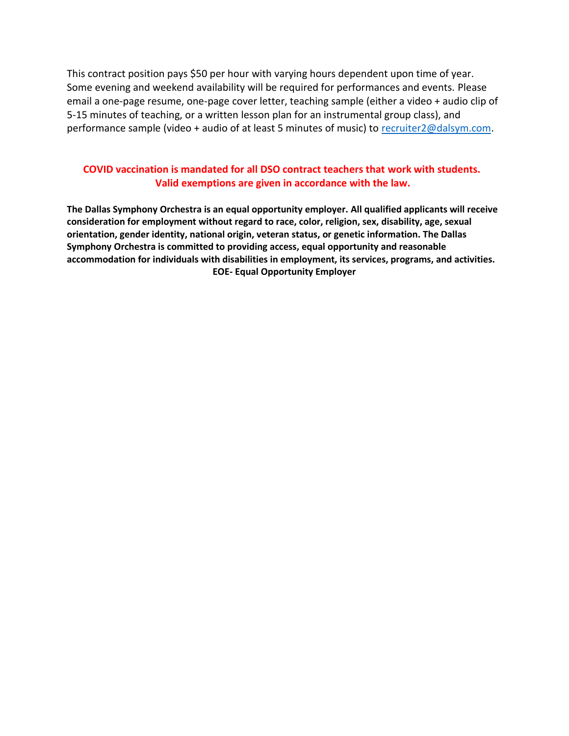This contract position pays $50 per hour with varying hours dependent upon time of year. Some evening and weekend availability will be required for performances and events. Please email a one-page resume, one-page cover letter, teaching sample (either a video + audio clip of 5-15 minutes of teaching, or a written lesson plan for an instrumental group class), and performance sample (video + audio of at least 5 minutes of music) to recruiter2@dalsym.com.

**COVID vaccination is mandated for all DSO contract teachers that work with students. Valid exemptions are given in accordance with the law.**

**The Dallas Symphony Orchestra is an equal opportunity employer. All qualified applicants will receive consideration for employment without regard to race, color, religion, sex, disability, age, sexual orientation, gender identity, national origin, veteran status, or genetic information. The Dallas Symphony Orchestra is committed to providing access, equal opportunity and reasonable accommodation for individuals with disabilities in employment, its services, programs, and activities.**

**EOE- Equal Opportunity Employer**